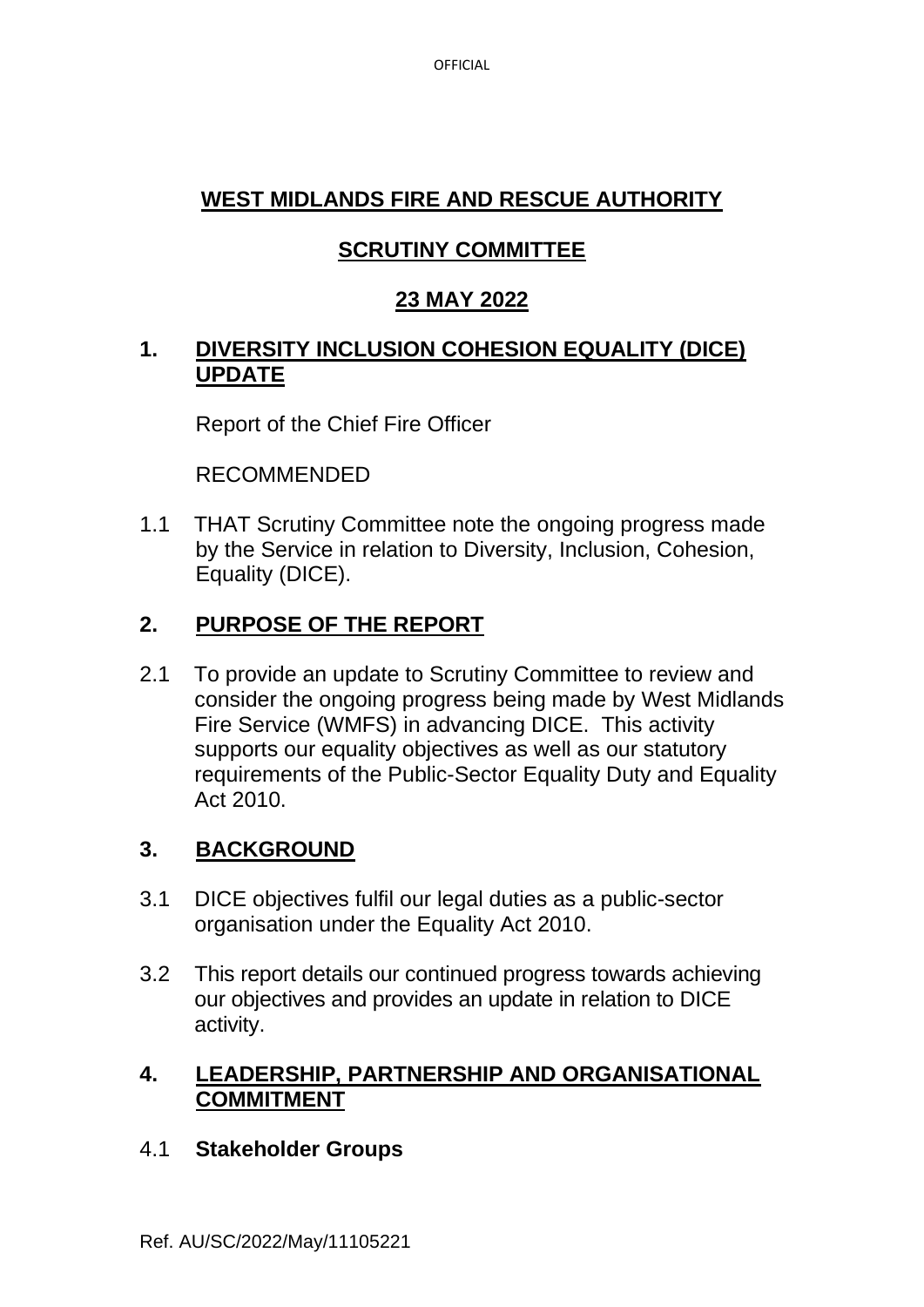# WEST MIDLANDS FIRE AND RESCUE AUTHORITY

## SCRUTINY COMMITTEE

## 23 MAY 2022

## 1. DIVERSITY INCLUSION COHESION EQUALITY (DICE) UPDATE

Report of the Chief Fire Officer

RECOMMENDED

1.1 THAT Scrutiny Committee note the ongoing progress made by the Service in relation to Diversity, Inclusion, Cohesion, Equality (DICE).

## 2. PURPOSE OF THE REPORT

2.1 To provide an update to Scrutiny Committee to review and consider the ongoing progress being made by West Midlands Fire Service (WMFS) in advancing DICE. This activity supports our equality objectives as well as our statutory requirements of the Public-Sector Equality Duty and Equality Act 2010.

## 3. BACKGROUND

3.1 DICE objectives fulfil our legal duties as a public-sector organisation under the Equality Act 2010.

3.2 This report details our continued progress towards achieving our objectives and provides an update in relation to DICE activity.

## 4. LEADERSHIP, PARTNERSHIP AND ORGANISATIONAL COMMITMENT

4.1 **Stakeholder Groups**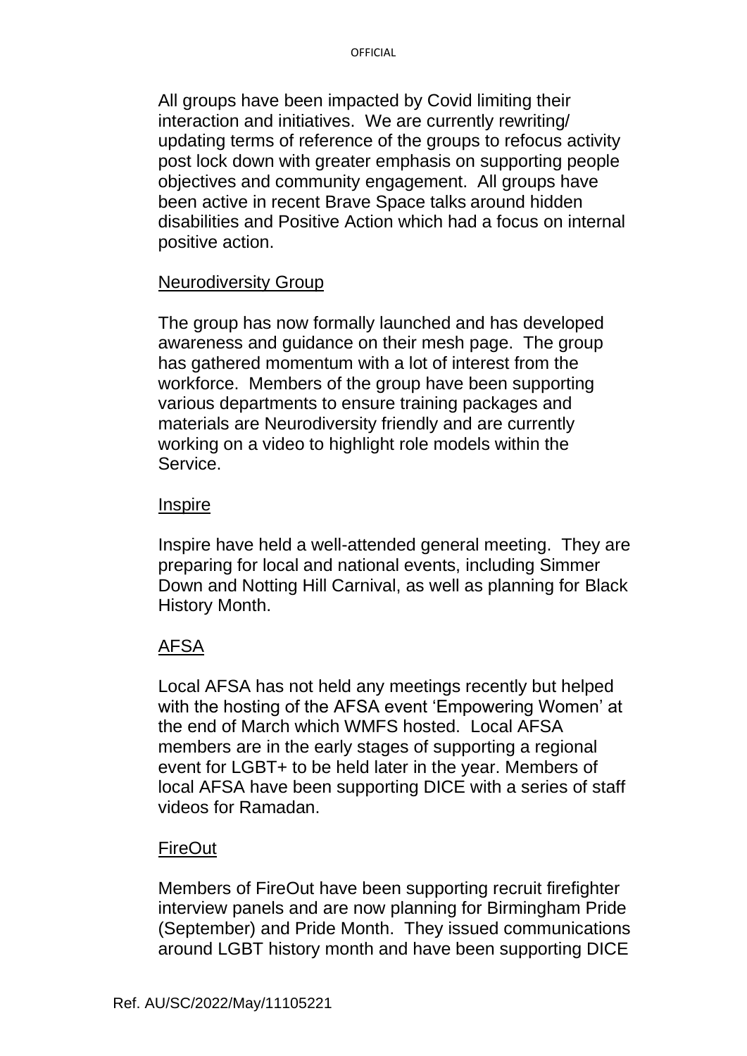All groups have been impacted by Covid limiting their interaction and initiatives. We are currently rewriting/ updating terms of reference of the groups to refocus activity post lock down with greater emphasis on supporting people objectives and community engagement. All groups have been active in recent Brave Space talks around hidden disabilities and Positive Action which had a focus on internal positive action.

Neurodiversity Group

The group has now formally launched and has developed awareness and guidance on their mesh page. The group has gathered momentum with a lot of interest from the workforce. Members of the group have been supporting various departments to ensure training packages and materials are Neurodiversity friendly and are currently working on a video to highlight role models within the Service.

Inspire

Inspire have held a well-attended general meeting. They are preparing for local and national events, including Simmer Down and Notting Hill Carnival, as well as planning for Black History Month.

AFSA

Local AFSA has not held any meetings recently but helped with the hosting of the AFSA event 'Empowering Women' at the end of March which WMFS hosted. Local AFSA members are in the early stages of supporting a regional event for LGBT+ to be held later in the year. Members of local AFSA have been supporting DICE with a series of staff videos for Ramadan.

FireOut

Members of FireOut have been supporting recruit firefighter interview panels and are now planning for Birmingham Pride (September) and Pride Month. They issued communications around LGBT history month and have been supporting DICE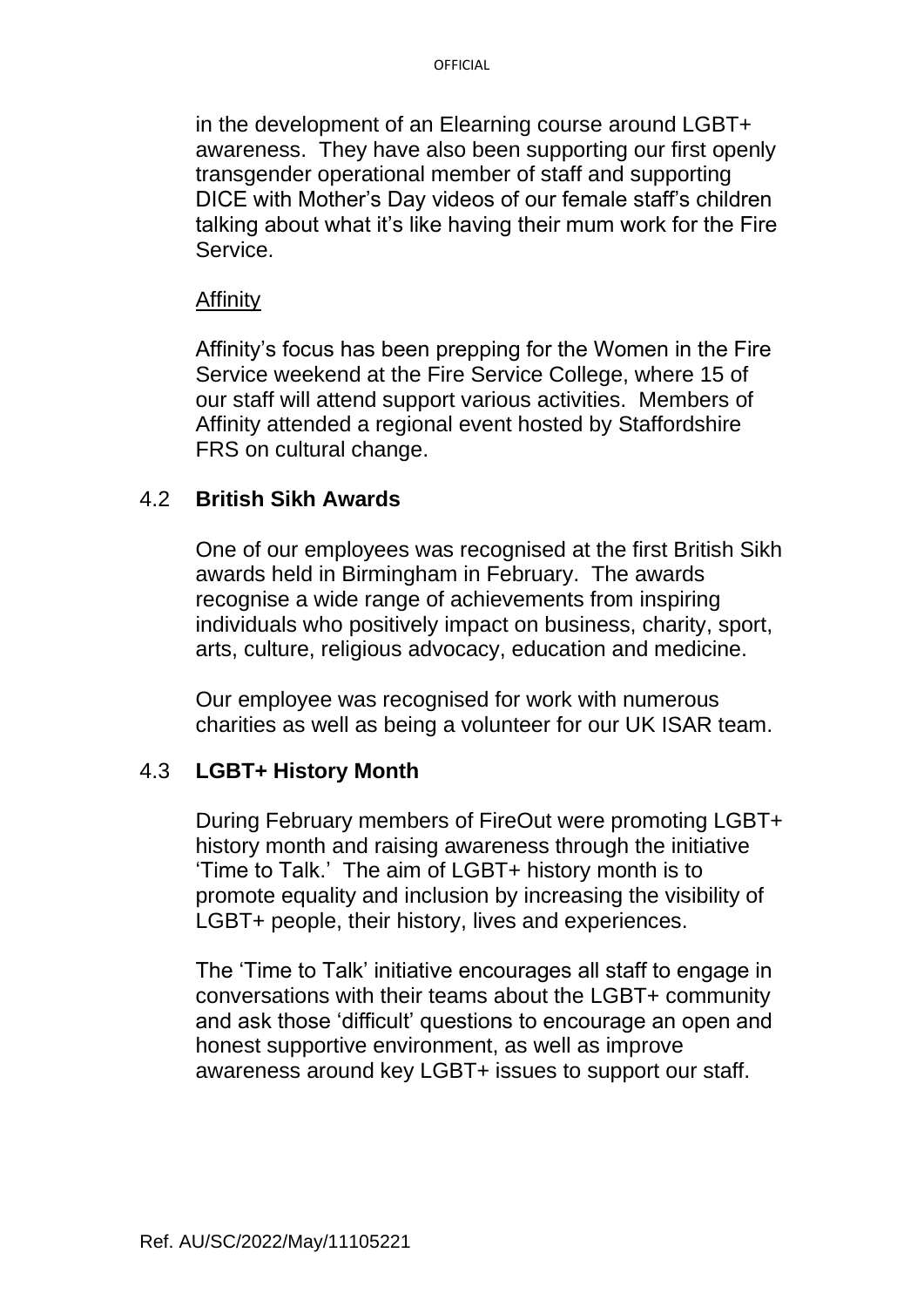in the development of an Elearning course around LGBT+ awareness. They have also been supporting our first openly transgender operational member of staff and supporting DICE with Mother's Day videos of our female staff's children talking about what it's like having their mum work for the Fire Service.

Affinity

Affinity's focus has been prepping for the Women in the Fire Service weekend at the Fire Service College, where 15 of our staff will attend support various activities. Members of Affinity attended a regional event hosted by Staffordshire FRS on cultural change.

### 4.2 British Sikh Awards

One of our employees was recognised at the first British Sikh awards held in Birmingham in February. The awards recognise a wide range of achievements from inspiring individuals who positively impact on business, charity, sport, arts, culture, religious advocacy, education and medicine.

Our employee was recognised for work with numerous charities as well as being a volunteer for our UK ISAR team.

### 4.3 LGBT+ History Month

During February members of FireOut were promoting LGBT+ history month and raising awareness through the initiative 'Time to Talk.' The aim of LGBT+ history month is to promote equality and inclusion by increasing the visibility of LGBT+ people, their history, lives and experiences.

The 'Time to Talk' initiative encourages all staff to engage in conversations with their teams about the LGBT+ community and ask those 'difficult' questions to encourage an open and honest supportive environment, as well as improve awareness around key LGBT+ issues to support our staff.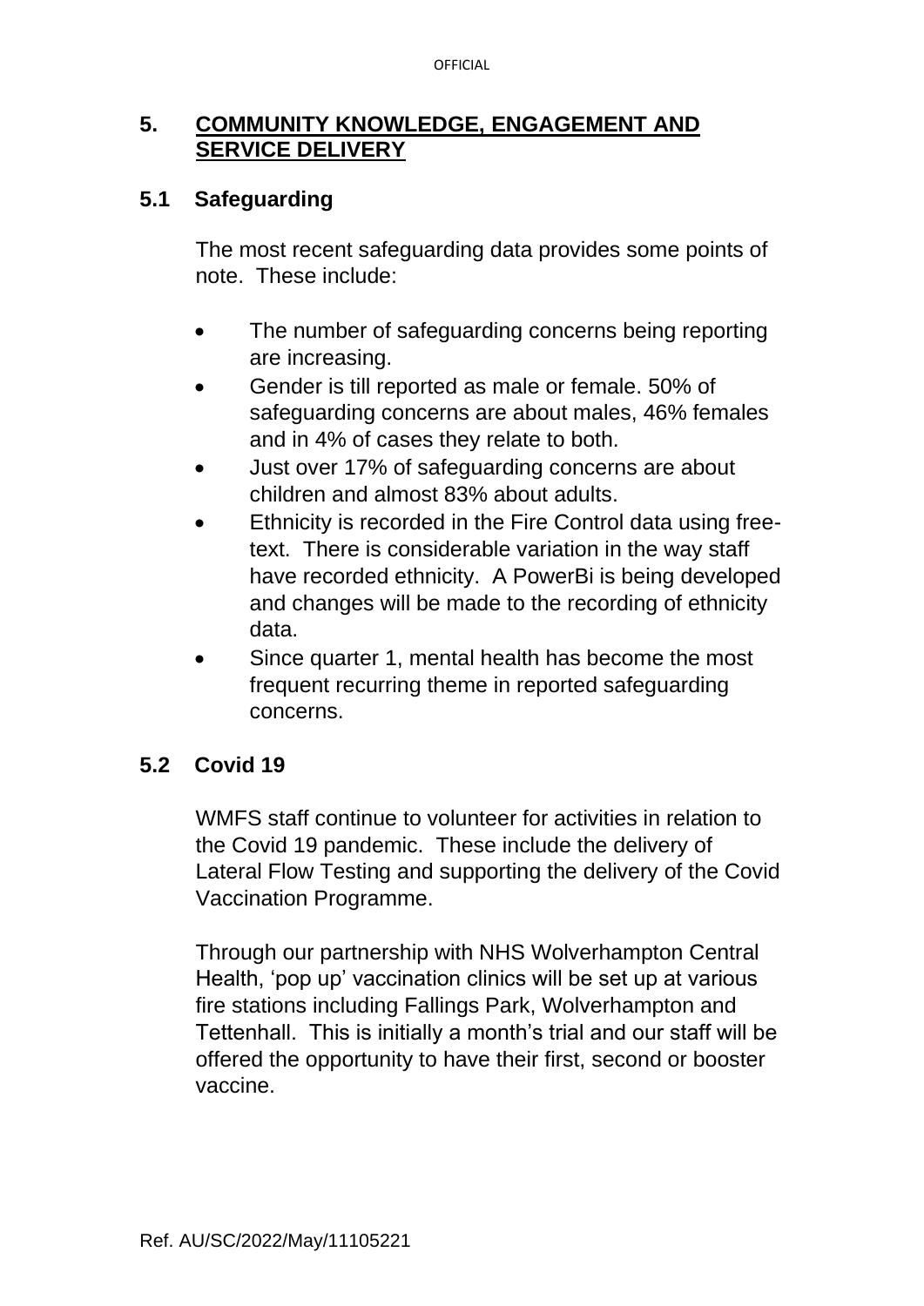## 5. COMMUNITY KNOWLEDGE, ENGAGEMENT AND SERVICE DELIVERY

### 5.1 Safeguarding

The most recent safeguarding data provides some points of note. These include:

- The number of safeguarding concerns being reporting are increasing.
- Gender is till reported as male or female. 50% of safeguarding concerns are about males, 46% females and in 4% of cases they relate to both.
- Just over 17% of safeguarding concerns are about children and almost 83% about adults.
- Ethnicity is recorded in the Fire Control data using free-text. There is considerable variation in the way staff have recorded ethnicity. A PowerBi is being developed and changes will be made to the recording of ethnicity data.
- Since quarter 1, mental health has become the most frequent recurring theme in reported safeguarding concerns.

### 5.2 Covid 19

WMFS staff continue to volunteer for activities in relation to the Covid 19 pandemic. These include the delivery of Lateral Flow Testing and supporting the delivery of the Covid Vaccination Programme.

Through our partnership with NHS Wolverhampton Central Health, 'pop up' vaccination clinics will be set up at various fire stations including Fallings Park, Wolverhampton and Tettenhall. This is initially a month's trial and our staff will be offered the opportunity to have their first, second or booster vaccine.

Ref. AU/SC/2022/May/11105221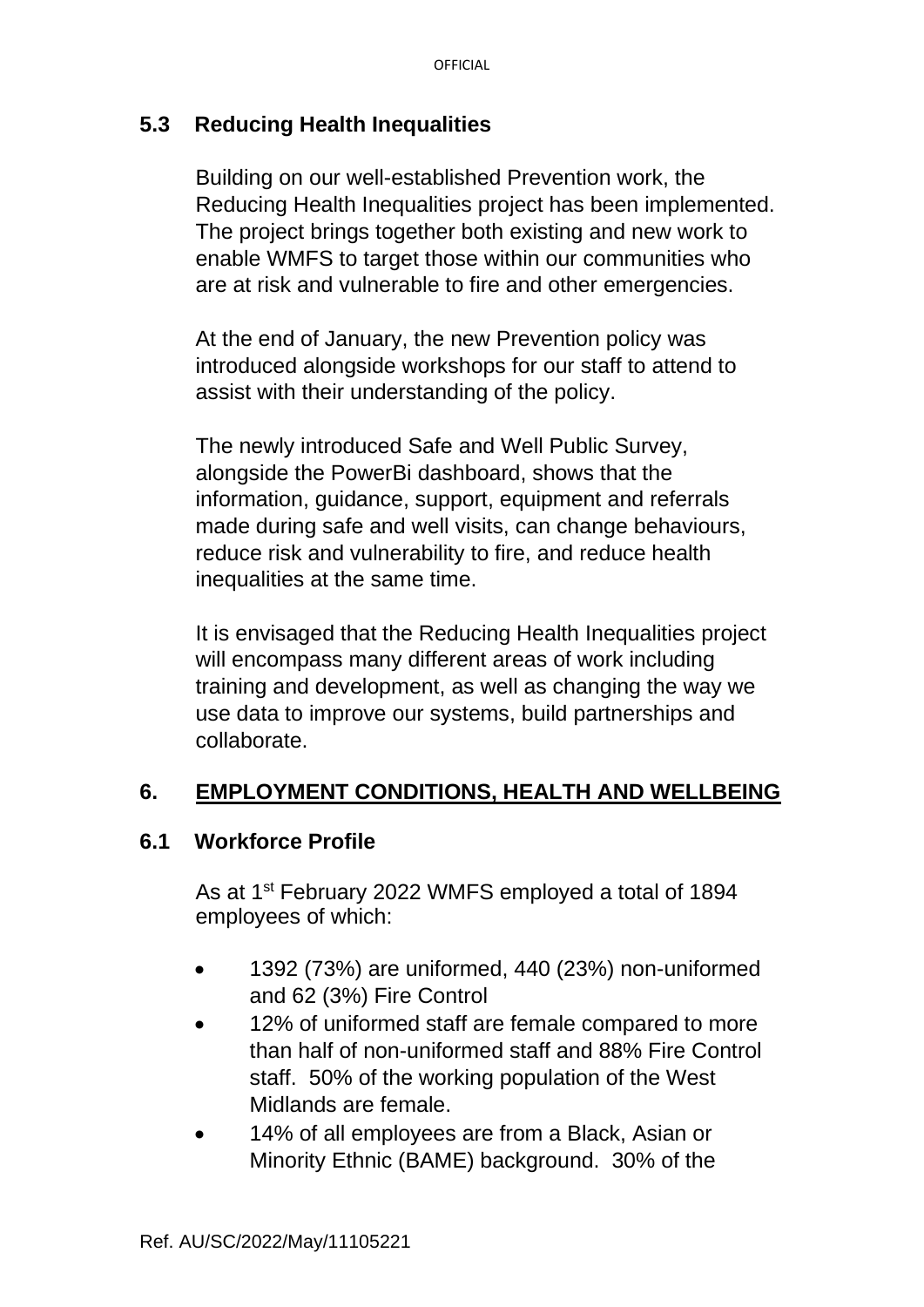### 5.3 Reducing Health Inequalities

Building on our well-established Prevention work, the Reducing Health Inequalities project has been implemented. The project brings together both existing and new work to enable WMFS to target those within our communities who are at risk and vulnerable to fire and other emergencies.

At the end of January, the new Prevention policy was introduced alongside workshops for our staff to attend to assist with their understanding of the policy.

The newly introduced Safe and Well Public Survey, alongside the PowerBi dashboard, shows that the information, guidance, support, equipment and referrals made during safe and well visits, can change behaviours, reduce risk and vulnerability to fire, and reduce health inequalities at the same time.

It is envisaged that the Reducing Health Inequalities project will encompass many different areas of work including training and development, as well as changing the way we use data to improve our systems, build partnerships and collaborate.

## 6. EMPLOYMENT CONDITIONS, HEALTH AND WELLBEING

### 6.1 Workforce Profile

As at 1st February 2022 WMFS employed a total of 1894 employees of which:

- 1392 (73%) are uniformed, 440 (23%) non-uniformed and 62 (3%) Fire Control
- 12% of uniformed staff are female compared to more than half of non-uniformed staff and 88% Fire Control staff. 50% of the working population of the West Midlands are female.
- 14% of all employees are from a Black, Asian or Minority Ethnic (BAME) background. 30% of the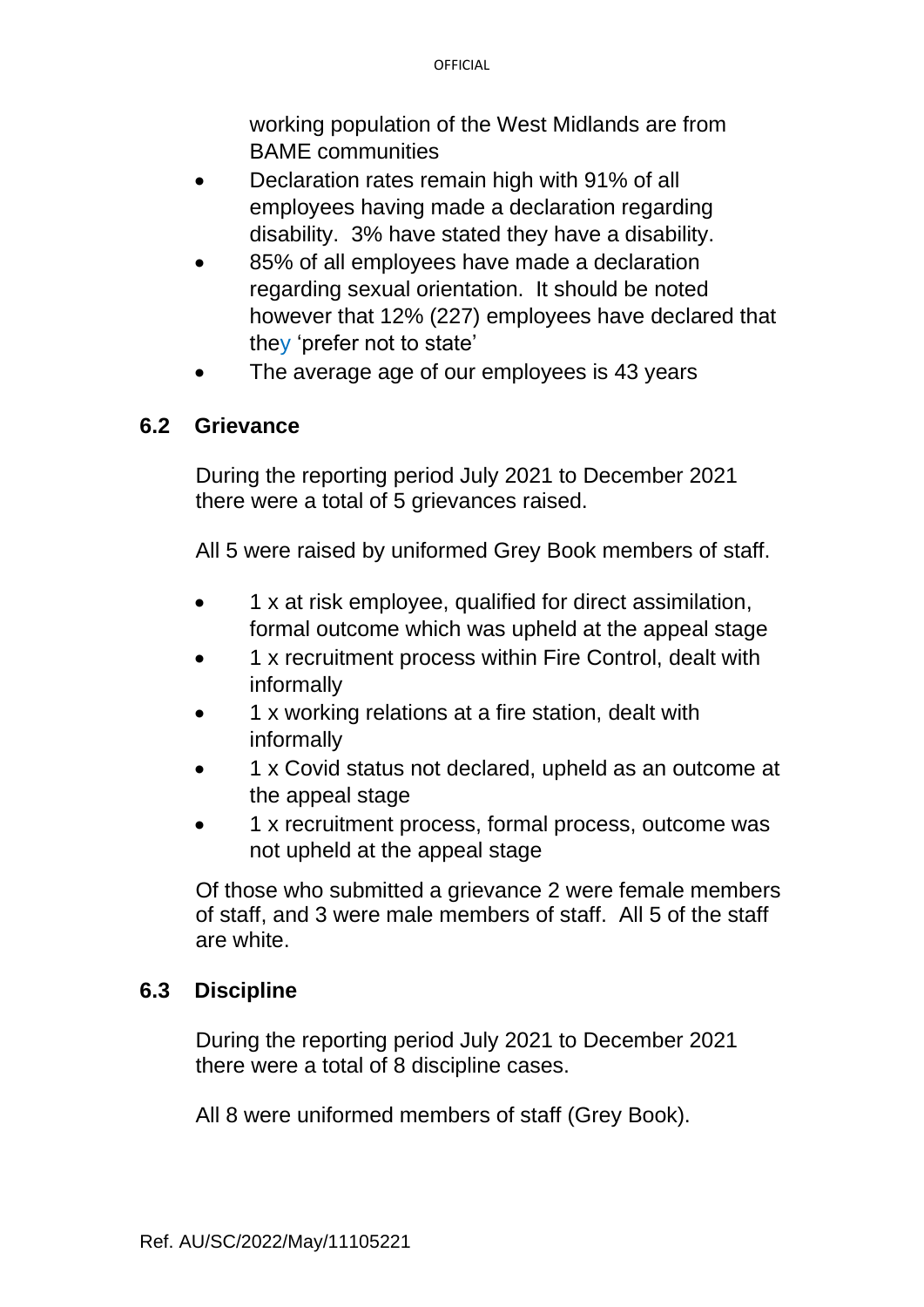working population of the West Midlands are from BAME communities

- Declaration rates remain high with 91% of all employees having made a declaration regarding disability. 3% have stated they have a disability.
- 85% of all employees have made a declaration regarding sexual orientation. It should be noted however that 12% (227) employees have declared that they 'prefer not to state'
- The average age of our employees is 43 years

## 6.2 Grievance

During the reporting period July 2021 to December 2021 there were a total of 5 grievances raised.

All 5 were raised by uniformed Grey Book members of staff.

- 1 x at risk employee, qualified for direct assimilation, formal outcome which was upheld at the appeal stage
- 1 x recruitment process within Fire Control, dealt with informally
- 1 x working relations at a fire station, dealt with informally
- 1 x Covid status not declared, upheld as an outcome at the appeal stage
- 1 x recruitment process, formal process, outcome was not upheld at the appeal stage

Of those who submitted a grievance 2 were female members of staff, and 3 were male members of staff. All 5 of the staff are white.

## 6.3 Discipline

During the reporting period July 2021 to December 2021 there were a total of 8 discipline cases.

All 8 were uniformed members of staff (Grey Book).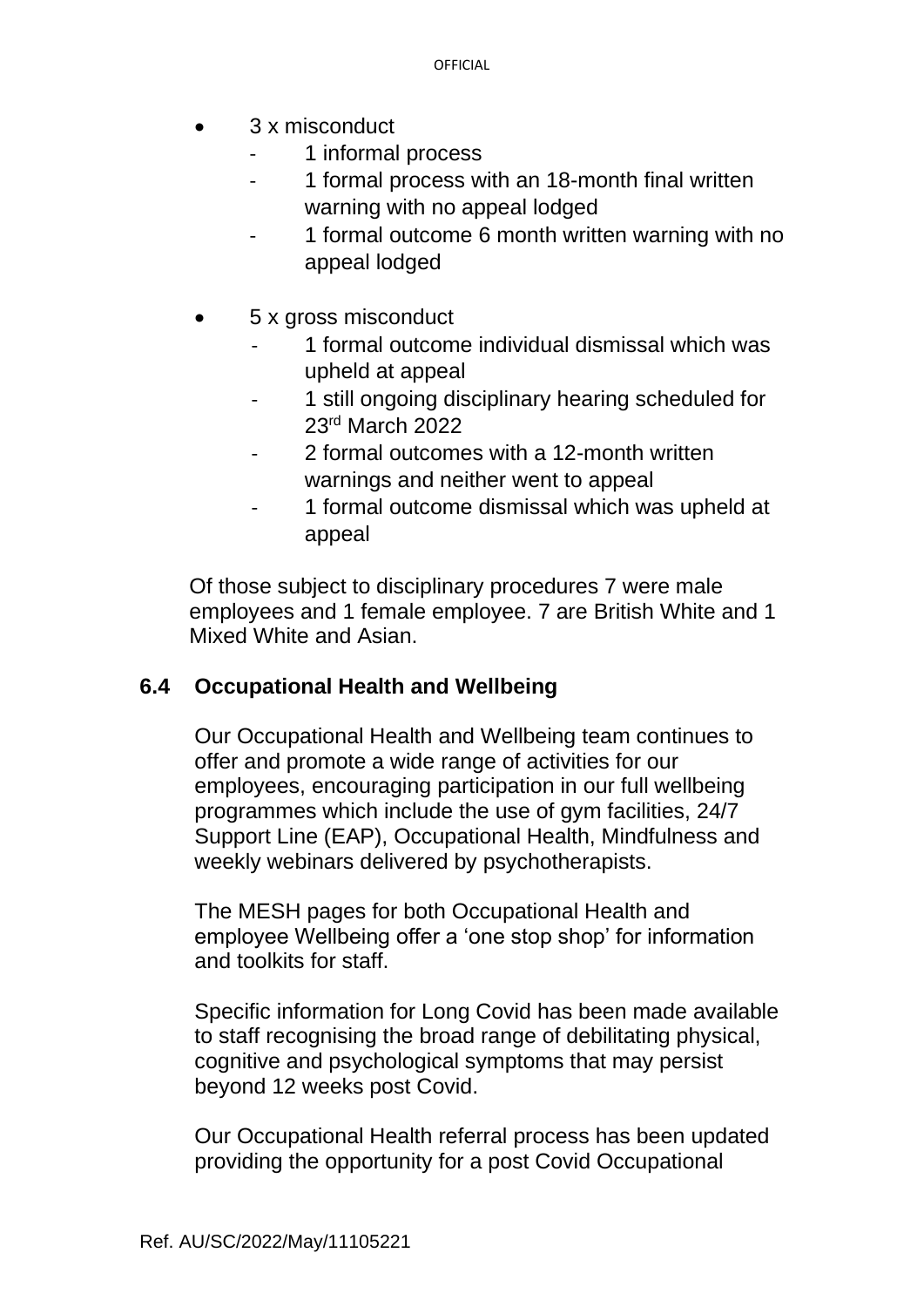- 3 x misconduct
  - 1 informal process
  - 1 formal process with an 18-month final written warning with no appeal lodged
  - 1 formal outcome 6 month written warning with no appeal lodged

- 5 x gross misconduct
  - 1 formal outcome individual dismissal which was upheld at appeal
  - 1 still ongoing disciplinary hearing scheduled for 23rd March 2022
  - 2 formal outcomes with a 12-month written warnings and neither went to appeal
  - 1 formal outcome dismissal which was upheld at appeal

Of those subject to disciplinary procedures 7 were male employees and 1 female employee. 7 are British White and 1 Mixed White and Asian.

## 6.4 Occupational Health and Wellbeing

Our Occupational Health and Wellbeing team continues to offer and promote a wide range of activities for our employees, encouraging participation in our full wellbeing programmes which include the use of gym facilities, 24/7 Support Line (EAP), Occupational Health, Mindfulness and weekly webinars delivered by psychotherapists.

The MESH pages for both Occupational Health and employee Wellbeing offer a 'one stop shop' for information and toolkits for staff.

Specific information for Long Covid has been made available to staff recognising the broad range of debilitating physical, cognitive and psychological symptoms that may persist beyond 12 weeks post Covid.

Our Occupational Health referral process has been updated providing the opportunity for a post Covid Occupational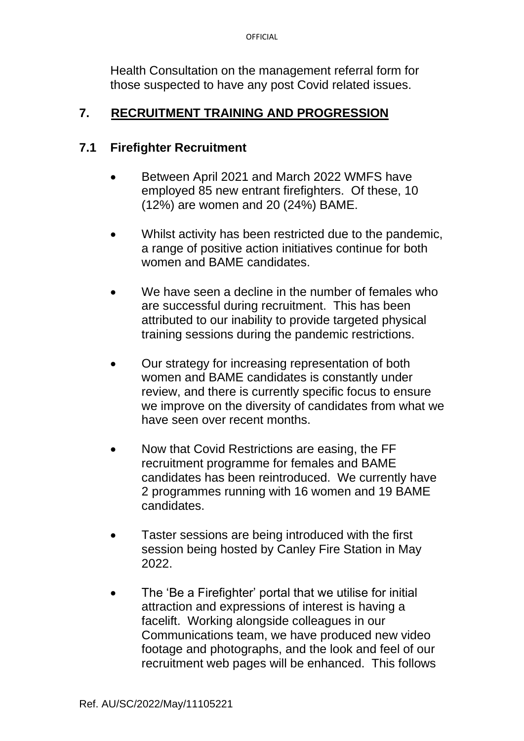Health Consultation on the management referral form for those suspected to have any post Covid related issues.

## 7. RECRUITMENT TRAINING AND PROGRESSION

### 7.1 Firefighter Recruitment

- Between April 2021 and March 2022 WMFS have employed 85 new entrant firefighters. Of these, 10 (12%) are women and 20 (24%) BAME.

- Whilst activity has been restricted due to the pandemic, a range of positive action initiatives continue for both women and BAME candidates.

- We have seen a decline in the number of females who are successful during recruitment. This has been attributed to our inability to provide targeted physical training sessions during the pandemic restrictions.

- Our strategy for increasing representation of both women and BAME candidates is constantly under review, and there is currently specific focus to ensure we improve on the diversity of candidates from what we have seen over recent months.

- Now that Covid Restrictions are easing, the FF recruitment programme for females and BAME candidates has been reintroduced. We currently have 2 programmes running with 16 women and 19 BAME candidates.

- Taster sessions are being introduced with the first session being hosted by Canley Fire Station in May 2022.

- The 'Be a Firefighter' portal that we utilise for initial attraction and expressions of interest is having a facelift. Working alongside colleagues in our Communications team, we have produced new video footage and photographs, and the look and feel of our recruitment web pages will be enhanced. This follows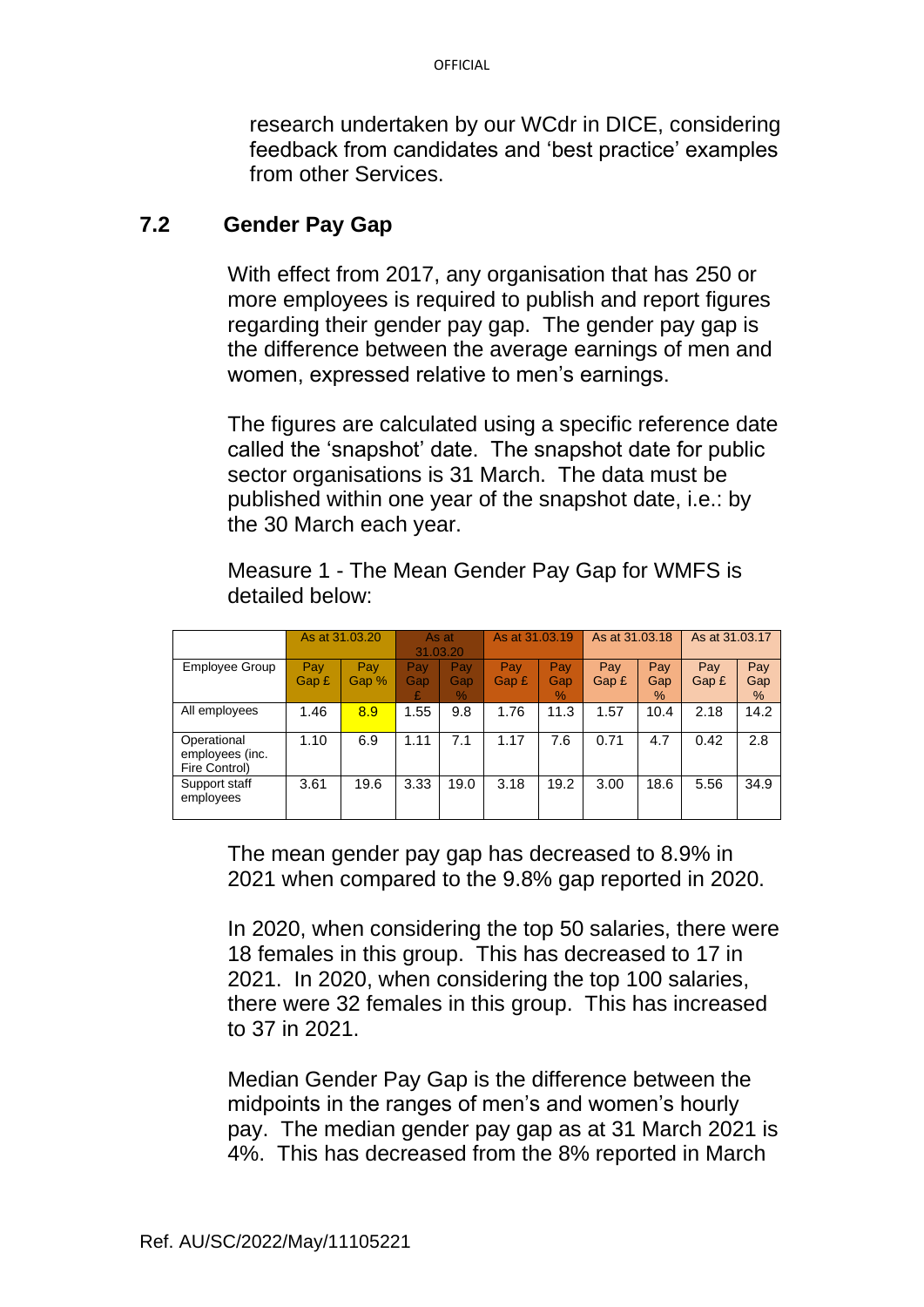research undertaken by our WCdr in DICE, considering feedback from candidates and 'best practice' examples from other Services.

## 7.2 Gender Pay Gap

With effect from 2017, any organisation that has 250 or more employees is required to publish and report figures regarding their gender pay gap. The gender pay gap is the difference between the average earnings of men and women, expressed relative to men's earnings.

The figures are calculated using a specific reference date called the 'snapshot' date. The snapshot date for public sector organisations is 31 March. The data must be published within one year of the snapshot date, i.e.: by the 30 March each year.

Measure 1 - The Mean Gender Pay Gap for WMFS is detailed below:

| | As at 31.03.20 | | As at 31.03.20 | | As at 31.03.19 | | As at 31.03.18 | | As at 31.03.17 | |
|---|---|---|---|---|---|---|---|---|---|---|
| Employee Group | Pay Gap £ | Pay Gap % | Pay Gap £ | Pay Gap % | Pay Gap £ | Pay Gap % | Pay Gap £ | Pay Gap % | Pay Gap £ | Pay Gap % |
| All employees | 1.46 | 8.9 | 1.55 | 9.8 | 1.76 | 11.3 | 1.57 | 10.4 | 2.18 | 14.2 |
| Operational employees (inc. Fire Control) | 1.10 | 6.9 | 1.11 | 7.1 | 1.17 | 7.6 | 0.71 | 4.7 | 0.42 | 2.8 |
| Support staff employees | 3.61 | 19.6 | 3.33 | 19.0 | 3.18 | 19.2 | 3.00 | 18.6 | 5.56 | 34.9 |

The mean gender pay gap has decreased to 8.9% in 2021 when compared to the 9.8% gap reported in 2020.

In 2020, when considering the top 50 salaries, there were 18 females in this group. This has decreased to 17 in 2021. In 2020, when considering the top 100 salaries, there were 32 females in this group. This has increased to 37 in 2021.

Median Gender Pay Gap is the difference between the midpoints in the ranges of men's and women's hourly pay. The median gender pay gap as at 31 March 2021 is 4%. This has decreased from the 8% reported in March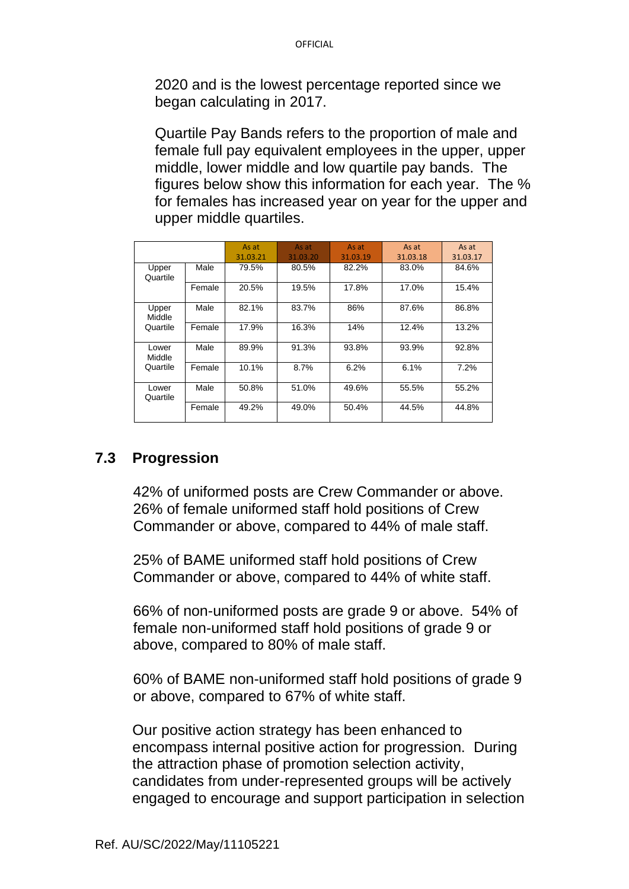2020 and is the lowest percentage reported since we began calculating in 2017.

Quartile Pay Bands refers to the proportion of male and female full pay equivalent employees in the upper, upper middle, lower middle and low quartile pay bands. The figures below show this information for each year. The % for females has increased year on year for the upper and upper middle quartiles.

| | | As at 31.03.21 | As at 31.03.20 | As at 31.03.19 | As at 31.03.18 | As at 31.03.17 |
|---|---|---|---|---|---|---|
| Upper Quartile | Male | 79.5% | 80.5% | 82.2% | 83.0% | 84.6% |
| | Female | 20.5% | 19.5% | 17.8% | 17.0% | 15.4% |
| Upper Middle Quartile | Male | 82.1% | 83.7% | 86% | 87.6% | 86.8% |
| | Female | 17.9% | 16.3% | 14% | 12.4% | 13.2% |
| Lower Middle Quartile | Male | 89.9% | 91.3% | 93.8% | 93.9% | 92.8% |
| | Female | 10.1% | 8.7% | 6.2% | 6.1% | 7.2% |
| Lower Quartile | Male | 50.8% | 51.0% | 49.6% | 55.5% | 55.2% |
| | Female | 49.2% | 49.0% | 50.4% | 44.5% | 44.8% |

## 7.3 Progression

42% of uniformed posts are Crew Commander or above. 26% of female uniformed staff hold positions of Crew Commander or above, compared to 44% of male staff.

25% of BAME uniformed staff hold positions of Crew Commander or above, compared to 44% of white staff.

66% of non-uniformed posts are grade 9 or above. 54% of female non-uniformed staff hold positions of grade 9 or above, compared to 80% of male staff.

60% of BAME non-uniformed staff hold positions of grade 9 or above, compared to 67% of white staff.

Our positive action strategy has been enhanced to encompass internal positive action for progression. During the attraction phase of promotion selection activity, candidates from under-represented groups will be actively engaged to encourage and support participation in selection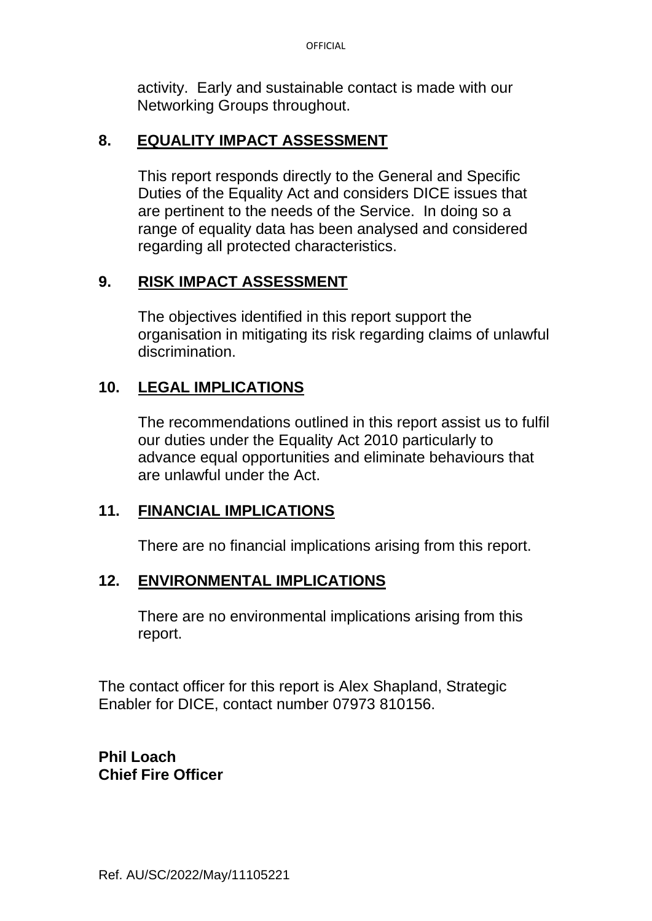activity. Early and sustainable contact is made with our Networking Groups throughout.

## 8. EQUALITY IMPACT ASSESSMENT

This report responds directly to the General and Specific Duties of the Equality Act and considers DICE issues that are pertinent to the needs of the Service. In doing so a range of equality data has been analysed and considered regarding all protected characteristics.

## 9. RISK IMPACT ASSESSMENT

The objectives identified in this report support the organisation in mitigating its risk regarding claims of unlawful discrimination.

## 10. LEGAL IMPLICATIONS

The recommendations outlined in this report assist us to fulfil our duties under the Equality Act 2010 particularly to advance equal opportunities and eliminate behaviours that are unlawful under the Act.

## 11. FINANCIAL IMPLICATIONS

There are no financial implications arising from this report.

## 12. ENVIRONMENTAL IMPLICATIONS

There are no environmental implications arising from this report.

The contact officer for this report is Alex Shapland, Strategic Enabler for DICE, contact number 07973 810156.

**Phil Loach**
**Chief Fire Officer**

Ref. AU/SC/2022/May/11105221